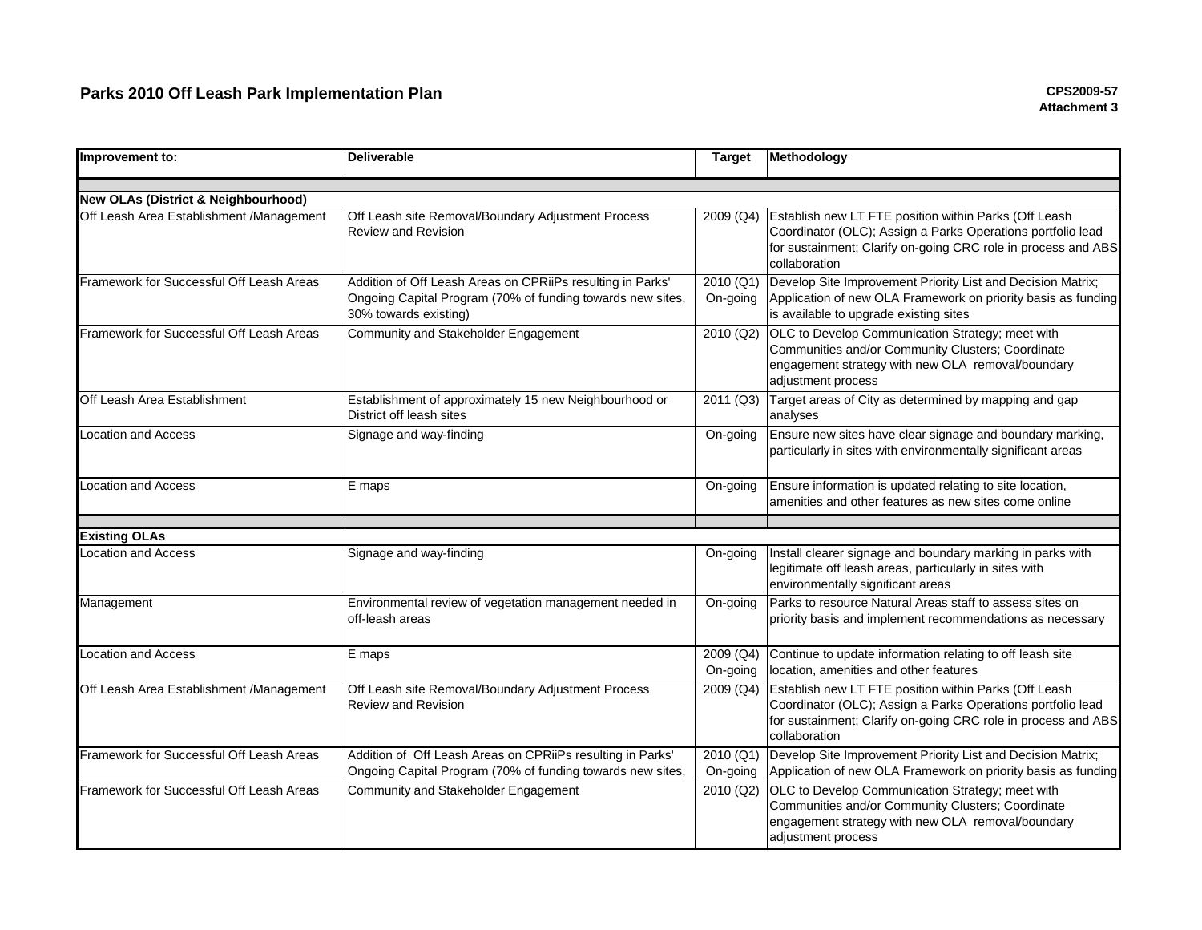## Parks 2010 Off Leash Park Implementation Plan

**CPS2009-57**
**Attachment 3**

| Improvement to: | Deliverable | Target | Methodology |
|---|---|---|---|
| | | | |
| **New OLAs (District & Neighbourhood)** | | | |
| Off Leash Area Establishment /Management | Off Leash site Removal/Boundary Adjustment Process Review and Revision | 2009 (Q4) | Establish new LT FTE position within Parks (Off Leash Coordinator (OLC); Assign a Parks Operations portfolio lead for sustainment; Clarify on-going CRC role in process and ABS collaboration |
| Framework for Successful Off Leash Areas | Addition of Off Leash Areas on CPRiiPs resulting in Parks' Ongoing Capital Program (70% of funding towards new sites, 30% towards existing) | 2010 (Q1) On-going | Develop Site Improvement Priority List and Decision Matrix; Application of new OLA Framework on priority basis as funding is available to upgrade existing sites |
| Framework for Successful Off Leash Areas | Community and Stakeholder Engagement | 2010 (Q2) | OLC to Develop Communication Strategy; meet with Communities and/or Community Clusters; Coordinate engagement strategy with new OLA removal/boundary adjustment process |
| Off Leash Area Establishment | Establishment of approximately 15 new Neighbourhood or District off leash sites | 2011 (Q3) | Target areas of City as determined by mapping and gap analyses |
| Location and Access | Signage and way-finding | On-going | Ensure new sites have clear signage and boundary marking, particularly in sites with environmentally significant areas |
| Location and Access | E maps | On-going | Ensure information is updated relating to site location, amenities and other features as new sites come online |
| | | | |
| **Existing OLAs** | | | |
| Location and Access | Signage and way-finding | On-going | Install clearer signage and boundary marking in parks with legitimate off leash areas, particularly in sites with environmentally significant areas |
| Management | Environmental review of vegetation management needed in off-leash areas | On-going | Parks to resource Natural Areas staff to assess sites on priority basis and implement recommendations as necessary |
| Location and Access | E maps | 2009 (Q4) On-going | Continue to update information relating to off leash site location, amenities and other features |
| Off Leash Area Establishment /Management | Off Leash site Removal/Boundary Adjustment Process Review and Revision | 2009 (Q4) | Establish new LT FTE position within Parks (Off Leash Coordinator (OLC); Assign a Parks Operations portfolio lead for sustainment; Clarify on-going CRC role in process and ABS collaboration |
| Framework for Successful Off Leash Areas | Addition of Off Leash Areas on CPRiiPs resulting in Parks' Ongoing Capital Program (70% of funding towards new sites, | 2010 (Q1) On-going | Develop Site Improvement Priority List and Decision Matrix; Application of new OLA Framework on priority basis as funding |
| Framework for Successful Off Leash Areas | Community and Stakeholder Engagement | 2010 (Q2) | OLC to Develop Communication Strategy; meet with Communities and/or Community Clusters; Coordinate engagement strategy with new OLA removal/boundary adjustment process |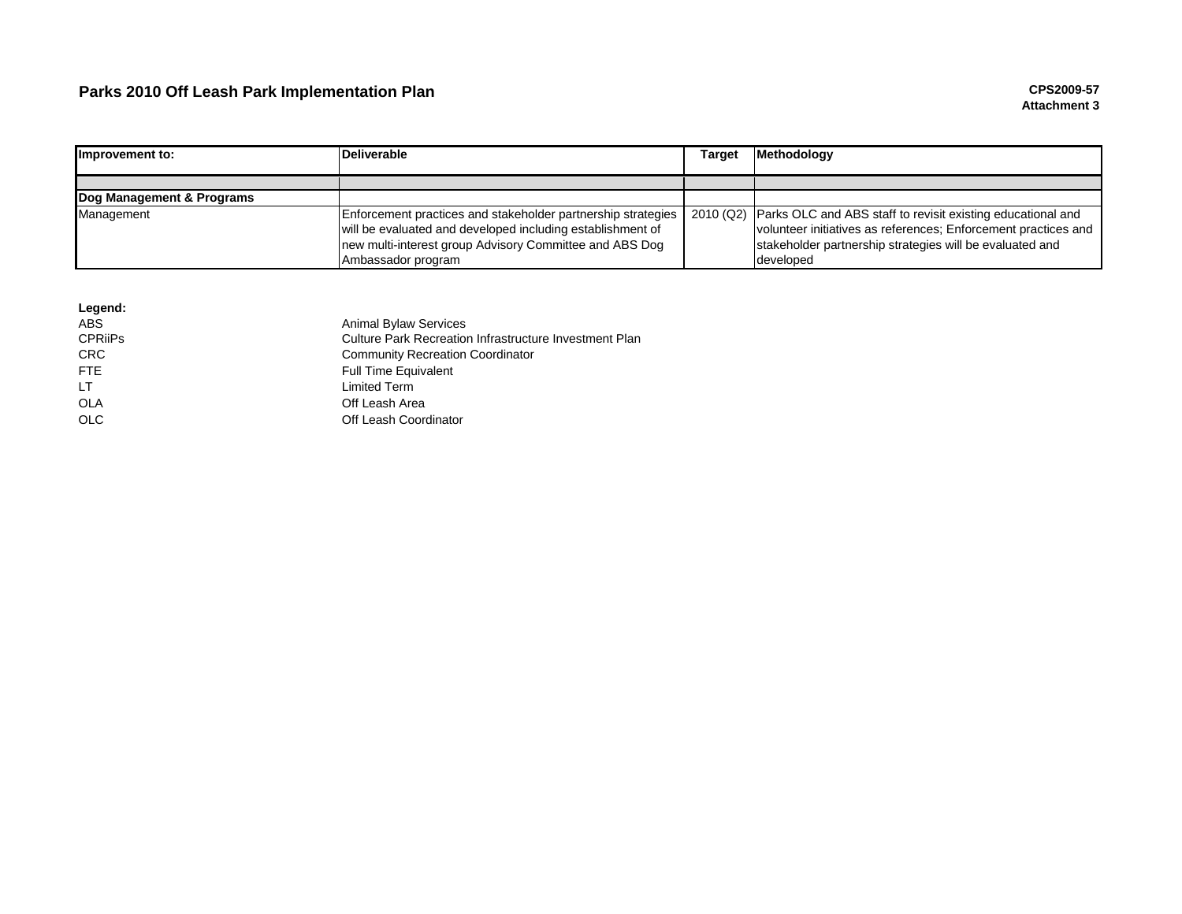## Parks 2010 Off Leash Park Implementation Plan

**CPS2009-57**
**Attachment 3**

| Improvement to: | Deliverable | Target | Methodology |
|---|---|---|---|
| | | | |
| **Dog Management & Programs** | | | |
| Management | Enforcement practices and stakeholder partnership strategies will be evaluated and developed including establishment of new multi-interest group Advisory Committee and ABS Dog Ambassador program | 2010 (Q2) | Parks OLC and ABS staff to revisit existing educational and volunteer initiatives as references; Enforcement practices and stakeholder partnership strategies will be evaluated and developed |

**Legend:**

| | |
|---|---|
| ABS | Animal Bylaw Services |
| CPRiiPs | Culture Park Recreation Infrastructure Investment Plan |
| CRC | Community Recreation Coordinator |
| FTE | Full Time Equivalent |
| LT | Limited Term |
| OLA | Off Leash Area |
| OLC | Off Leash Coordinator |